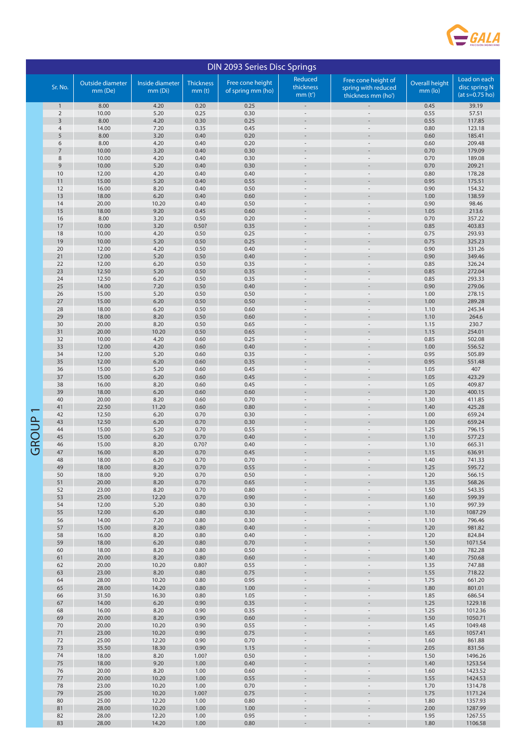# DIN 2093 Series Disc Springs

GROUP 1

| Sr. No. | Outside diameter mm (De) | Inside diameter mm (Di) | Thickness mm (t) | Free cone height of spring mm (ho) | Reduced thickness mm (t') | Free cone height of spring with reduced thickness mm (ho') | Overall height mm (lo) | Load on each disc spring N (at s=0.75 ho) |
|---|---|---|---|---|---|---|---|---|
| 1 | 8.00 | 4.20 | 0.20 | 0.25 | - | - | 0.45 | 39.19 |
| 2 | 10.00 | 5.20 | 0.25 | 0.30 | - | - | 0.55 | 57.51 |
| 3 | 8.00 | 4.20 | 0.30 | 0.25 | - | - | 0.55 | 117.85 |
| 4 | 14.00 | 7.20 | 0.35 | 0.45 | - | - | 0.80 | 123.18 |
| 5 | 8.00 | 3.20 | 0.40 | 0.20 | - | - | 0.60 | 185.41 |
| 6 | 8.00 | 4.20 | 0.40 | 0.20 | - | - | 0.60 | 209.48 |
| 7 | 10.00 | 3.20 | 0.40 | 0.30 | - | - | 0.70 | 179.09 |
| 8 | 10.00 | 4.20 | 0.40 | 0.30 | - | - | 0.70 | 189.08 |
| 9 | 10.00 | 5.20 | 0.40 | 0.30 | - | - | 0.70 | 209.21 |
| 10 | 12.00 | 4.20 | 0.40 | 0.40 | - | - | 0.80 | 178.28 |
| 11 | 15.00 | 5.20 | 0.40 | 0.55 | - | - | 0.95 | 175.51 |
| 12 | 16.00 | 8.20 | 0.40 | 0.50 | - | - | 0.90 | 154.32 |
| 13 | 18.00 | 6.20 | 0.40 | 0.60 | - | - | 1.00 | 138.59 |
| 14 | 20.00 | 10.20 | 0.40 | 0.50 | - | - | 0.90 | 98.46 |
| 15 | 18.00 | 9.20 | 0.45 | 0.60 | - | - | 1.05 | 213.6 |
| 16 | 8.00 | 3.20 | 0.50 | 0.20 | - | - | 0.70 | 357.22 |
| 17 | 10.00 | 3.20 | 0.50? | 0.35 | - | - | 0.85 | 403.83 |
| 18 | 10.00 | 4.20 | 0.50 | 0.25 | - | - | 0.75 | 293.93 |
| 19 | 10.00 | 5.20 | 0.50 | 0.25 | - | - | 0.75 | 325.23 |
| 20 | 12.00 | 4.20 | 0.50 | 0.40 | - | - | 0.90 | 331.26 |
| 21 | 12.00 | 5.20 | 0.50 | 0.40 | - | - | 0.90 | 349.46 |
| 22 | 12.00 | 6.20 | 0.50 | 0.35 | - | - | 0.85 | 326.24 |
| 23 | 12.50 | 5.20 | 0.50 | 0.35 | - | - | 0.85 | 272.04 |
| 24 | 12.50 | 6.20 | 0.50 | 0.35 | - | - | 0.85 | 293.33 |
| 25 | 14.00 | 7.20 | 0.50 | 0.40 | - | - | 0.90 | 279.06 |
| 26 | 15.00 | 5.20 | 0.50 | 0.50 | - | - | 1.00 | 278.15 |
| 27 | 15.00 | 6.20 | 0.50 | 0.50 | - | - | 1.00 | 289.28 |
| 28 | 18.00 | 6.20 | 0.50 | 0.60 | - | - | 1.10 | 245.34 |
| 29 | 18.00 | 8.20 | 0.50 | 0.60 | - | - | 1.10 | 264.6 |
| 30 | 20.00 | 8.20 | 0.50 | 0.65 | - | - | 1.15 | 230.7 |
| 31 | 20.00 | 10.20 | 0.50 | 0.65 | - | - | 1.15 | 254.01 |
| 32 | 10.00 | 4.20 | 0.60 | 0.25 | - | - | 0.85 | 502.08 |
| 33 | 12.00 | 4.20 | 0.60 | 0.40 | - | - | 1.00 | 556.52 |
| 34 | 12.00 | 5.20 | 0.60 | 0.35 | - | - | 0.95 | 505.89 |
| 35 | 12.00 | 6.20 | 0.60 | 0.35 | - | - | 0.95 | 551.48 |
| 36 | 15.00 | 5.20 | 0.60 | 0.45 | - | - | 1.05 | 407 |
| 37 | 15.00 | 6.20 | 0.60 | 0.45 | - | - | 1.05 | 423.29 |
| 38 | 16.00 | 8.20 | 0.60 | 0.45 | - | - | 1.05 | 409.87 |
| 39 | 18.00 | 6.20 | 0.60 | 0.60 | - | - | 1.20 | 400.15 |
| 40 | 20.00 | 8.20 | 0.60 | 0.70 | - | - | 1.30 | 411.85 |
| 41 | 22.50 | 11.20 | 0.60 | 0.80 | - | - | 1.40 | 425.28 |
| 42 | 12.50 | 6.20 | 0.70 | 0.30 | - | - | 1.00 | 659.24 |
| 43 | 12.50 | 6.20 | 0.70 | 0.30 | - | - | 1.00 | 659.24 |
| 44 | 15.00 | 5.20 | 0.70 | 0.55 | - | - | 1.25 | 796.15 |
| 45 | 15.00 | 6.20 | 0.70 | 0.40 | - | - | 1.10 | 577.23 |
| 46 | 15.00 | 8.20 | 0.70? | 0.40 | - | - | 1.10 | 665.31 |
| 47 | 16.00 | 8.20 | 0.70 | 0.45 | - | - | 1.15 | 636.91 |
| 48 | 18.00 | 6.20 | 0.70 | 0.70 | - | - | 1.40 | 741.33 |
| 49 | 18.00 | 8.20 | 0.70 | 0.55 | - | - | 1.25 | 595.72 |
| 50 | 18.00 | 9.20 | 0.70 | 0.50 | - | - | 1.20 | 566.15 |
| 51 | 20.00 | 8.20 | 0.70 | 0.65 | - | - | 1.35 | 568.26 |
| 52 | 23.00 | 8.20 | 0.70 | 0.80 | - | - | 1.50 | 543.35 |
| 53 | 25.00 | 12.20 | 0.70 | 0.90 | - | - | 1.60 | 599.39 |
| 54 | 12.00 | 5.20 | 0.80 | 0.30 | - | - | 1.10 | 997.39 |
| 55 | 12.00 | 6.20 | 0.80 | 0.30 | - | - | 1.10 | 1087.29 |
| 56 | 14.00 | 7.20 | 0.80 | 0.30 | - | - | 1.10 | 796.46 |
| 57 | 15.00 | 8.20 | 0.80 | 0.40 | - | - | 1.20 | 981.82 |
| 58 | 16.00 | 8.20 | 0.80 | 0.40 | - | - | 1.20 | 824.84 |
| 59 | 18.00 | 6.20 | 0.80 | 0.70 | - | - | 1.50 | 1071.54 |
| 60 | 18.00 | 8.20 | 0.80 | 0.50 | - | - | 1.30 | 782.28 |
| 61 | 20.00 | 8.20 | 0.80 | 0.60 | - | - | 1.40 | 750.68 |
| 62 | 20.00 | 10.20 | 0.80? | 0.55 | - | - | 1.35 | 747.88 |
| 63 | 23.00 | 8.20 | 0.80 | 0.75 | - | - | 1.55 | 718.22 |
| 64 | 28.00 | 10.20 | 0.80 | 0.95 | - | - | 1.75 | 661.20 |
| 65 | 28.00 | 14.20 | 0.80 | 1.00 | - | - | 1.80 | 801.01 |
| 66 | 31.50 | 16.30 | 0.80 | 1.05 | - | - | 1.85 | 686.54 |
| 67 | 14.00 | 6.20 | 0.90 | 0.35 | - | - | 1.25 | 1229.18 |
| 68 | 16.00 | 8.20 | 0.90 | 0.35 | - | - | 1.25 | 1012.36 |
| 69 | 20.00 | 8.20 | 0.90 | 0.60 | - | - | 1.50 | 1050.71 |
| 70 | 20.00 | 10.20 | 0.90 | 0.55 | - | - | 1.45 | 1049.48 |
| 71 | 23.00 | 10.20 | 0.90 | 0.75 | - | - | 1.65 | 1057.41 |
| 72 | 25.00 | 12.20 | 0.90 | 0.70 | - | - | 1.60 | 861.88 |
| 73 | 35.50 | 18.30 | 0.90 | 1.15 | - | - | 2.05 | 831.56 |
| 74 | 18.00 | 8.20 | 1.00? | 0.50 | - | - | 1.50 | 1496.26 |
| 75 | 18.00 | 9.20 | 1.00 | 0.40 | - | - | 1.40 | 1253.54 |
| 76 | 20.00 | 8.20 | 1.00 | 0.60 | - | - | 1.60 | 1423.52 |
| 77 | 20.00 | 10.20 | 1.00 | 0.55 | - | - | 1.55 | 1424.53 |
| 78 | 23.00 | 10.20 | 1.00 | 0.70 | - | - | 1.70 | 1314.78 |
| 79 | 25.00 | 10.20 | 1.00? | 0.75 | - | - | 1.75 | 1171.24 |
| 80 | 25.00 | 12.20 | 1.00 | 0.80 | - | - | 1.80 | 1357.93 |
| 81 | 28.00 | 10.20 | 1.00 | 1.00 | - | - | 2.00 | 1287.99 |
| 82 | 28.00 | 12.20 | 1.00 | 0.95 | - | - | 1.95 | 1267.55 |
| 83 | 28.00 | 14.20 | 1.00 | 0.80 | - | - | 1.80 | 1106.58 |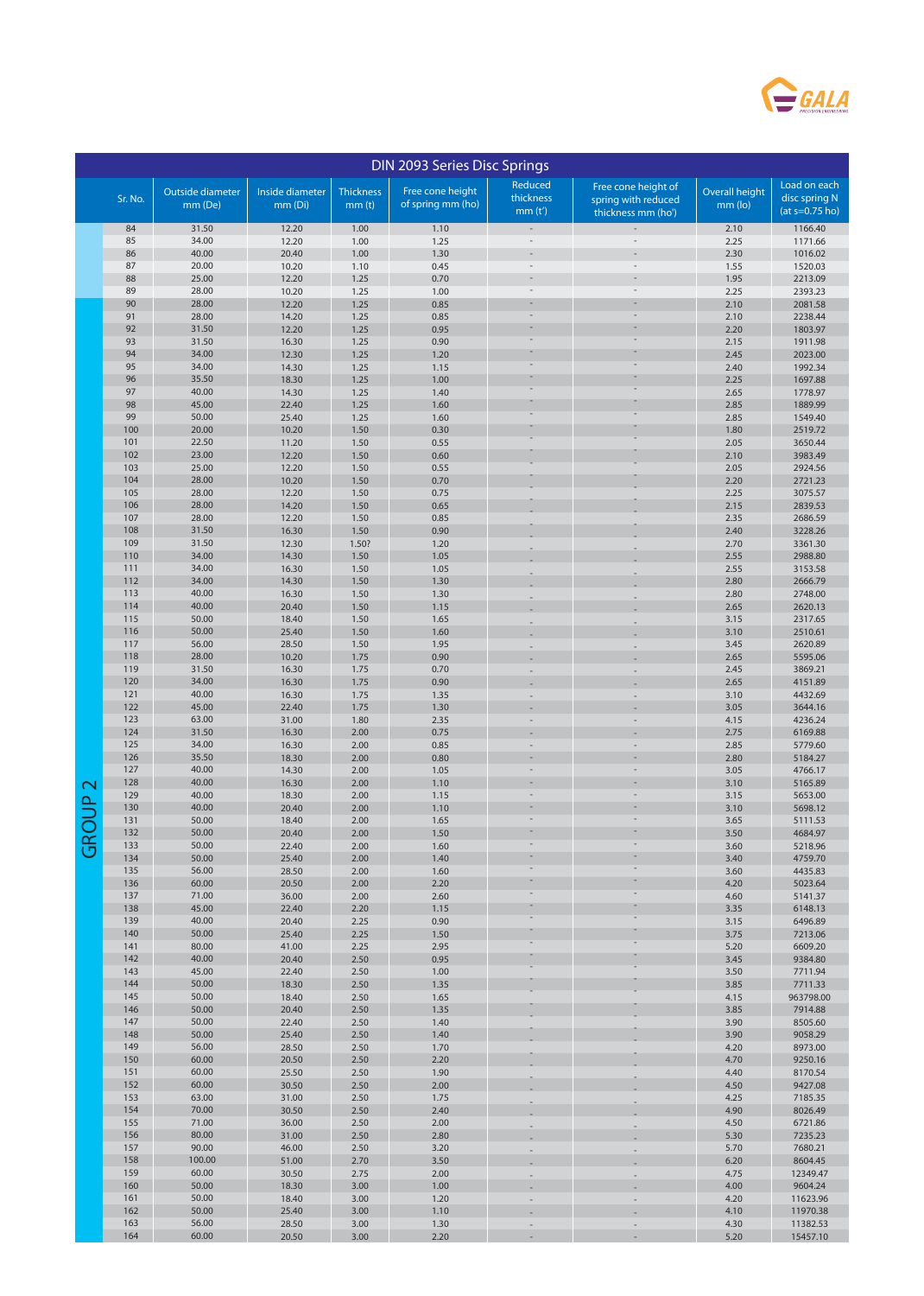## DIN 2093 Series Disc Springs

| | Sr. No. | Outside diameter mm (De) | Inside diameter mm (Di) | Thickness mm (t) | Free cone height of spring mm (ho) | Reduced thickness mm (t') | Free cone height of spring with reduced thickness mm (ho') | Overall height mm (lo) | Load on each disc spring N (at s=0.75 ho) |
|---|---|---|---|---|---|---|---|---|---|
| | 84 | 31.50 | 12.20 | 1.00 | 1.10 | - | - | 2.10 | 1166.40 |
| | 85 | 34.00 | 12.20 | 1.00 | 1.25 | - | - | 2.25 | 1171.66 |
| | 86 | 40.00 | 20.40 | 1.00 | 1.30 | - | - | 2.30 | 1016.02 |
| | 87 | 20.00 | 10.20 | 1.10 | 0.45 | - | - | 1.55 | 1520.03 |
| | 88 | 25.00 | 12.20 | 1.25 | 0.70 | - | - | 1.95 | 2213.09 |
| | 89 | 28.00 | 10.20 | 1.25 | 1.00 | - | - | 2.25 | 2393.23 |
| GROUP 2 | 90 | 28.00 | 12.20 | 1.25 | 0.85 | - | - | 2.10 | 2081.58 |
| | 91 | 28.00 | 14.20 | 1.25 | 0.85 | - | - | 2.10 | 2238.44 |
| | 92 | 31.50 | 12.20 | 1.25 | 0.95 | - | - | 2.20 | 1803.97 |
| | 93 | 31.50 | 16.30 | 1.25 | 0.90 | - | - | 2.15 | 1911.98 |
| | 94 | 34.00 | 12.30 | 1.25 | 1.20 | - | - | 2.45 | 2023.00 |
| | 95 | 34.00 | 14.30 | 1.25 | 1.15 | - | - | 2.40 | 1992.34 |
| | 96 | 35.50 | 18.30 | 1.25 | 1.00 | - | - | 2.25 | 1697.88 |
| | 97 | 40.00 | 14.30 | 1.25 | 1.40 | - | - | 2.65 | 1778.97 |
| | 98 | 45.00 | 22.40 | 1.25 | 1.60 | - | - | 2.85 | 1889.99 |
| | 99 | 50.00 | 25.40 | 1.25 | 1.60 | - | - | 2.85 | 1549.40 |
| | 100 | 20.00 | 10.20 | 1.50 | 0.30 | - | - | 1.80 | 2519.72 |
| | 101 | 22.50 | 11.20 | 1.50 | 0.55 | - | - | 2.05 | 3650.44 |
| | 102 | 23.00 | 12.20 | 1.50 | 0.60 | - | - | 2.10 | 3983.49 |
| | 103 | 25.00 | 12.20 | 1.50 | 0.55 | - | - | 2.05 | 2924.56 |
| | 104 | 28.00 | 10.20 | 1.50 | 0.70 | - | - | 2.20 | 2721.23 |
| | 105 | 28.00 | 12.20 | 1.50 | 0.75 | - | - | 2.25 | 3075.57 |
| | 106 | 28.00 | 14.20 | 1.50 | 0.65 | - | - | 2.15 | 2839.53 |
| | 107 | 28.00 | 12.20 | 1.50 | 0.85 | - | - | 2.35 | 2686.59 |
| | 108 | 31.50 | 16.30 | 1.50 | 0.90 | - | - | 2.40 | 3228.26 |
| | 109 | 31.50 | 12.30 | 1.50? | 1.20 | - | - | 2.70 | 3361.30 |
| | 110 | 34.00 | 14.30 | 1.50 | 1.05 | - | - | 2.55 | 2988.80 |
| | 111 | 34.00 | 16.30 | 1.50 | 1.05 | - | - | 2.55 | 3153.58 |
| | 112 | 34.00 | 14.30 | 1.50 | 1.30 | - | - | 2.80 | 2666.79 |
| | 113 | 40.00 | 16.30 | 1.50 | 1.30 | - | - | 2.80 | 2748.00 |
| | 114 | 40.00 | 20.40 | 1.50 | 1.15 | - | - | 2.65 | 2620.13 |
| | 115 | 50.00 | 18.40 | 1.50 | 1.65 | - | - | 3.15 | 2317.65 |
| | 116 | 50.00 | 25.40 | 1.50 | 1.60 | - | - | 3.10 | 2510.61 |
| | 117 | 56.00 | 28.50 | 1.50 | 1.95 | - | - | 3.45 | 2620.89 |
| | 118 | 28.00 | 10.20 | 1.75 | 0.90 | - | - | 2.65 | 5595.06 |
| | 119 | 31.50 | 16.30 | 1.75 | 0.70 | - | - | 2.45 | 3869.21 |
| | 120 | 34.00 | 16.30 | 1.75 | 0.90 | - | - | 2.65 | 4151.89 |
| | 121 | 40.00 | 16.30 | 1.75 | 1.35 | - | - | 3.10 | 4432.69 |
| | 122 | 45.00 | 22.40 | 1.75 | 1.30 | - | - | 3.05 | 3644.16 |
| | 123 | 63.00 | 31.00 | 1.80 | 2.35 | - | - | 4.15 | 4236.24 |
| | 124 | 31.50 | 16.30 | 2.00 | 0.75 | - | - | 2.75 | 6169.88 |
| | 125 | 34.00 | 16.30 | 2.00 | 0.85 | - | - | 2.85 | 5779.60 |
| | 126 | 35.50 | 18.30 | 2.00 | 0.80 | - | - | 2.80 | 5184.27 |
| | 127 | 40.00 | 14.30 | 2.00 | 1.05 | - | - | 3.05 | 4766.17 |
| | 128 | 40.00 | 16.30 | 2.00 | 1.10 | - | - | 3.10 | 5165.89 |
| | 129 | 40.00 | 18.30 | 2.00 | 1.15 | - | - | 3.15 | 5653.00 |
| | 130 | 40.00 | 20.40 | 2.00 | 1.10 | - | - | 3.10 | 5698.12 |
| | 131 | 50.00 | 18.40 | 2.00 | 1.65 | - | - | 3.65 | 5111.53 |
| | 132 | 50.00 | 20.40 | 2.00 | 1.50 | - | - | 3.50 | 4684.97 |
| | 133 | 50.00 | 22.40 | 2.00 | 1.60 | - | - | 3.60 | 5218.96 |
| | 134 | 50.00 | 25.40 | 2.00 | 1.40 | - | - | 3.40 | 4759.70 |
| | 135 | 56.00 | 28.50 | 2.00 | 1.60 | - | - | 3.60 | 4435.83 |
| | 136 | 60.00 | 20.50 | 2.00 | 2.20 | - | - | 4.20 | 5023.64 |
| | 137 | 71.00 | 36.00 | 2.00 | 2.60 | - | - | 4.60 | 5141.37 |
| | 138 | 45.00 | 22.40 | 2.20 | 1.15 | - | - | 3.35 | 6148.13 |
| | 139 | 40.00 | 20.40 | 2.25 | 0.90 | - | - | 3.15 | 6496.89 |
| | 140 | 50.00 | 25.40 | 2.25 | 1.50 | - | - | 3.75 | 7213.06 |
| | 141 | 80.00 | 41.00 | 2.25 | 2.95 | - | - | 5.20 | 6609.20 |
| | 142 | 40.00 | 20.40 | 2.50 | 0.95 | - | - | 3.45 | 9384.80 |
| | 143 | 45.00 | 22.40 | 2.50 | 1.00 | - | - | 3.50 | 7711.94 |
| | 144 | 50.00 | 18.30 | 2.50 | 1.35 | - | - | 3.85 | 7711.33 |
| | 145 | 50.00 | 18.40 | 2.50 | 1.65 | - | - | 4.15 | 963798.00 |
| | 146 | 50.00 | 20.40 | 2.50 | 1.35 | - | - | 3.85 | 7914.88 |
| | 147 | 50.00 | 22.40 | 2.50 | 1.40 | - | - | 3.90 | 8505.60 |
| | 148 | 50.00 | 25.40 | 2.50 | 1.40 | - | - | 3.90 | 9058.29 |
| | 149 | 56.00 | 28.50 | 2.50 | 1.70 | - | - | 4.20 | 8973.00 |
| | 150 | 60.00 | 20.50 | 2.50 | 2.20 | - | - | 4.70 | 9250.16 |
| | 151 | 60.00 | 25.50 | 2.50 | 1.90 | - | - | 4.40 | 8170.54 |
| | 152 | 60.00 | 30.50 | 2.50 | 2.00 | - | - | 4.50 | 9427.08 |
| | 153 | 63.00 | 31.00 | 2.50 | 1.75 | - | - | 4.25 | 7185.35 |
| | 154 | 70.00 | 30.50 | 2.50 | 2.40 | - | - | 4.90 | 8026.49 |
| | 155 | 71.00 | 36.00 | 2.50 | 2.00 | - | - | 4.50 | 6721.86 |
| | 156 | 80.00 | 31.00 | 2.50 | 2.80 | - | - | 5.30 | 7235.23 |
| | 157 | 90.00 | 46.00 | 2.50 | 3.20 | - | - | 5.70 | 7680.21 |
| | 158 | 100.00 | 51.00 | 2.70 | 3.50 | - | - | 6.20 | 8604.45 |
| | 159 | 60.00 | 30.50 | 2.75 | 2.00 | - | - | 4.75 | 12349.47 |
| | 160 | 50.00 | 18.30 | 3.00 | 1.00 | - | - | 4.00 | 9604.24 |
| | 161 | 50.00 | 18.40 | 3.00 | 1.20 | - | - | 4.20 | 11623.96 |
| | 162 | 50.00 | 25.40 | 3.00 | 1.10 | - | - | 4.10 | 11970.38 |
| | 163 | 56.00 | 28.50 | 3.00 | 1.30 | - | - | 4.30 | 11382.53 |
| | 164 | 60.00 | 20.50 | 3.00 | 2.20 | - | - | 5.20 | 15457.10 |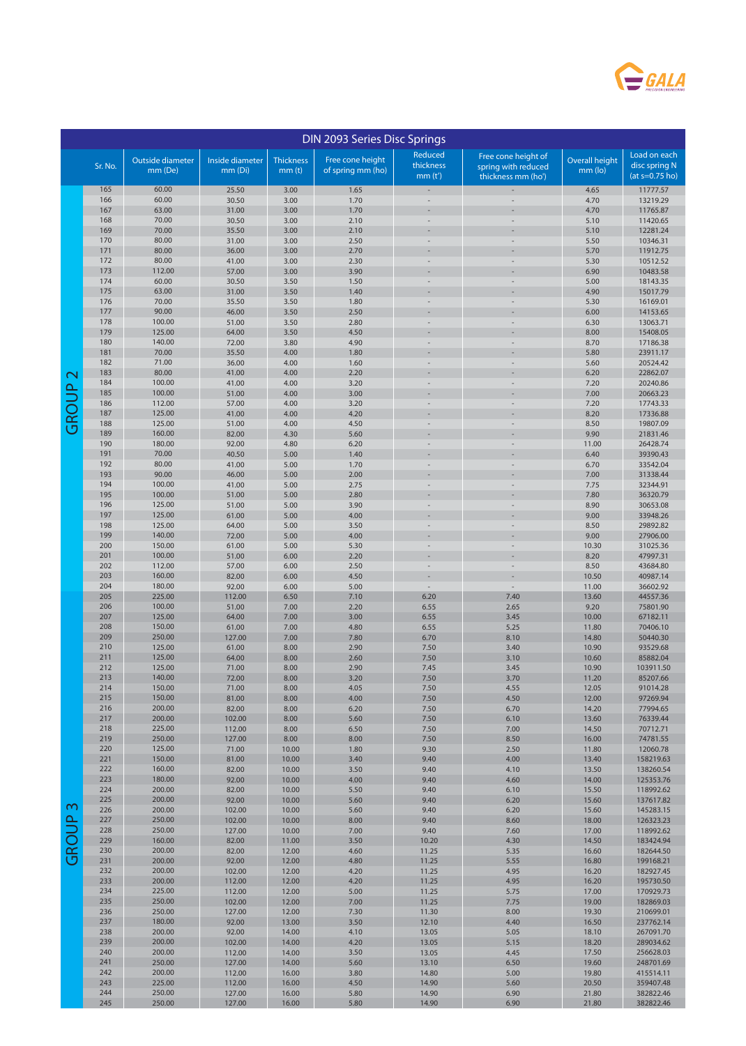## DIN 2093 Series Disc Springs

| | Sr. No. | Outside diameter mm (De) | Inside diameter mm (Di) | Thickness mm (t) | Free cone height of spring mm (ho) | Reduced thickness mm (t') | Free cone height of spring with reduced thickness mm (ho') | Overall height mm (lo) | Load on each disc spring N (at s=0.75 ho) |
|---|---|---|---|---|---|---|---|---|---|
| GROUP 2 | 165 | 60.00 | 25.50 | 3.00 | 1.65 | - | - | 4.65 | 11777.57 |
| | 166 | 60.00 | 30.50 | 3.00 | 1.70 | - | - | 4.70 | 13219.29 |
| | 167 | 63.00 | 31.00 | 3.00 | 1.70 | - | - | 4.70 | 11765.87 |
| | 168 | 70.00 | 30.50 | 3.00 | 2.10 | - | - | 5.10 | 11420.65 |
| | 169 | 70.00 | 35.50 | 3.00 | 2.10 | - | - | 5.10 | 12281.24 |
| | 170 | 80.00 | 31.00 | 3.00 | 2.50 | - | - | 5.50 | 10346.31 |
| | 171 | 80.00 | 36.00 | 3.00 | 2.70 | - | - | 5.70 | 11912.75 |
| | 172 | 80.00 | 41.00 | 3.00 | 2.30 | - | - | 5.30 | 10512.52 |
| | 173 | 112.00 | 57.00 | 3.00 | 3.90 | - | - | 6.90 | 10483.58 |
| | 174 | 60.00 | 30.50 | 3.50 | 1.50 | - | - | 5.00 | 18143.35 |
| | 175 | 63.00 | 31.00 | 3.50 | 1.40 | - | - | 4.90 | 15017.79 |
| | 176 | 70.00 | 35.50 | 3.50 | 1.80 | - | - | 5.30 | 16169.01 |
| | 177 | 90.00 | 46.00 | 3.50 | 2.50 | - | - | 6.00 | 14153.65 |
| | 178 | 100.00 | 51.00 | 3.50 | 2.80 | - | - | 6.30 | 13063.71 |
| | 179 | 125.00 | 64.00 | 3.50 | 4.50 | - | - | 8.00 | 15408.05 |
| | 180 | 140.00 | 72.00 | 3.80 | 4.90 | - | - | 8.70 | 17186.38 |
| | 181 | 70.00 | 35.50 | 4.00 | 1.80 | - | - | 5.80 | 23911.17 |
| | 182 | 71.00 | 36.00 | 4.00 | 1.60 | - | - | 5.60 | 20524.42 |
| | 183 | 80.00 | 41.00 | 4.00 | 2.20 | - | - | 6.20 | 22862.07 |
| | 184 | 100.00 | 41.00 | 4.00 | 3.20 | - | - | 7.20 | 20240.86 |
| | 185 | 100.00 | 51.00 | 4.00 | 3.00 | - | - | 7.00 | 20663.23 |
| | 186 | 112.00 | 57.00 | 4.00 | 3.20 | - | - | 7.20 | 17743.33 |
| | 187 | 125.00 | 41.00 | 4.00 | 4.20 | - | - | 8.20 | 17336.88 |
| | 188 | 125.00 | 51.00 | 4.00 | 4.50 | - | - | 8.50 | 19807.09 |
| | 189 | 160.00 | 82.00 | 4.30 | 5.60 | - | - | 9.90 | 21831.46 |
| | 190 | 180.00 | 92.00 | 4.80 | 6.20 | - | - | 11.00 | 26428.74 |
| | 191 | 70.00 | 40.50 | 5.00 | 1.40 | - | - | 6.40 | 39390.43 |
| | 192 | 80.00 | 41.00 | 5.00 | 1.70 | - | - | 6.70 | 33542.04 |
| | 193 | 90.00 | 46.00 | 5.00 | 2.00 | - | - | 7.00 | 31338.44 |
| | 194 | 100.00 | 41.00 | 5.00 | 2.75 | - | - | 7.75 | 32344.91 |
| | 195 | 100.00 | 51.00 | 5.00 | 2.80 | - | - | 7.80 | 36320.79 |
| | 196 | 125.00 | 51.00 | 5.00 | 3.90 | - | - | 8.90 | 30653.08 |
| | 197 | 125.00 | 61.00 | 5.00 | 4.00 | - | - | 9.00 | 33948.26 |
| | 198 | 125.00 | 64.00 | 5.00 | 3.50 | - | - | 8.50 | 29892.82 |
| | 199 | 140.00 | 72.00 | 5.00 | 4.00 | - | - | 9.00 | 27906.00 |
| | 200 | 150.00 | 61.00 | 5.00 | 5.30 | - | - | 10.30 | 31025.36 |
| | 201 | 100.00 | 51.00 | 6.00 | 2.20 | - | - | 8.20 | 47997.31 |
| | 202 | 112.00 | 57.00 | 6.00 | 2.50 | - | - | 8.50 | 43684.80 |
| | 203 | 160.00 | 82.00 | 6.00 | 4.50 | - | - | 10.50 | 40987.14 |
| | 204 | 180.00 | 92.00 | 6.00 | 5.00 | - | - | 11.00 | 36602.92 |
| GROUP 3 | 205 | 225.00 | 112.00 | 6.50 | 7.10 | 6.20 | 7.40 | 13.60 | 44557.36 |
| | 206 | 100.00 | 51.00 | 7.00 | 2.20 | 6.55 | 2.65 | 9.20 | 75801.90 |
| | 207 | 125.00 | 64.00 | 7.00 | 3.00 | 6.55 | 3.45 | 10.00 | 67182.11 |
| | 208 | 150.00 | 61.00 | 7.00 | 4.80 | 6.55 | 5.25 | 11.80 | 70406.10 |
| | 209 | 250.00 | 127.00 | 7.00 | 7.80 | 6.70 | 8.10 | 14.80 | 50440.30 |
| | 210 | 125.00 | 61.00 | 8.00 | 2.90 | 7.50 | 3.40 | 10.90 | 93529.68 |
| | 211 | 125.00 | 64.00 | 8.00 | 2.60 | 7.50 | 3.10 | 10.60 | 85882.04 |
| | 212 | 125.00 | 71.00 | 8.00 | 2.90 | 7.45 | 3.45 | 10.90 | 103911.50 |
| | 213 | 140.00 | 72.00 | 8.00 | 3.20 | 7.50 | 3.70 | 11.20 | 85207.66 |
| | 214 | 150.00 | 71.00 | 8.00 | 4.05 | 7.50 | 4.55 | 12.05 | 91014.28 |
| | 215 | 150.00 | 81.00 | 8.00 | 4.00 | 7.50 | 4.50 | 12.00 | 97269.94 |
| | 216 | 200.00 | 82.00 | 8.00 | 6.20 | 7.50 | 6.70 | 14.20 | 77994.65 |
| | 217 | 200.00 | 102.00 | 8.00 | 5.60 | 7.50 | 6.10 | 13.60 | 76339.44 |
| | 218 | 225.00 | 112.00 | 8.00 | 6.50 | 7.50 | 7.00 | 14.50 | 70712.71 |
| | 219 | 250.00 | 127.00 | 8.00 | 8.00 | 7.50 | 8.50 | 16.00 | 74781.55 |
| | 220 | 125.00 | 71.00 | 10.00 | 1.80 | 9.30 | 2.50 | 11.80 | 12060.78 |
| | 221 | 150.00 | 81.00 | 10.00 | 3.40 | 9.40 | 4.00 | 13.40 | 158219.63 |
| | 222 | 160.00 | 82.00 | 10.00 | 3.50 | 9.40 | 4.10 | 13.50 | 138260.54 |
| | 223 | 180.00 | 92.00 | 10.00 | 4.00 | 9.40 | 4.60 | 14.00 | 125353.76 |
| | 224 | 200.00 | 82.00 | 10.00 | 5.50 | 9.40 | 6.10 | 15.50 | 118992.62 |
| | 225 | 200.00 | 92.00 | 10.00 | 5.60 | 9.40 | 6.20 | 15.60 | 137617.82 |
| | 226 | 200.00 | 102.00 | 10.00 | 5.60 | 9.40 | 6.20 | 15.60 | 145283.15 |
| | 227 | 250.00 | 102.00 | 10.00 | 8.00 | 9.40 | 8.60 | 18.00 | 126323.23 |
| | 228 | 250.00 | 127.00 | 10.00 | 7.00 | 9.40 | 7.60 | 17.00 | 118992.62 |
| | 229 | 160.00 | 82.00 | 11.00 | 3.50 | 10.20 | 4.30 | 14.50 | 183424.94 |
| | 230 | 200.00 | 82.00 | 12.00 | 4.60 | 11.25 | 5.35 | 16.60 | 182644.50 |
| | 231 | 200.00 | 92.00 | 12.00 | 4.80 | 11.25 | 5.55 | 16.80 | 199168.21 |
| | 232 | 200.00 | 102.00 | 12.00 | 4.20 | 11.25 | 4.95 | 16.20 | 182927.45 |
| | 233 | 200.00 | 112.00 | 12.00 | 4.20 | 11.25 | 4.95 | 16.20 | 195730.50 |
| | 234 | 225.00 | 112.00 | 12.00 | 5.00 | 11.25 | 5.75 | 17.00 | 170929.73 |
| | 235 | 250.00 | 102.00 | 12.00 | 7.00 | 11.25 | 7.75 | 19.00 | 182869.03 |
| | 236 | 250.00 | 127.00 | 12.00 | 7.30 | 11.30 | 8.00 | 19.30 | 210699.01 |
| | 237 | 180.00 | 92.00 | 13.00 | 3.50 | 12.10 | 4.40 | 16.50 | 237762.14 |
| | 238 | 200.00 | 92.00 | 14.00 | 4.10 | 13.05 | 5.05 | 18.10 | 267091.70 |
| | 239 | 200.00 | 102.00 | 14.00 | 4.20 | 13.05 | 5.15 | 18.20 | 289034.62 |
| | 240 | 200.00 | 112.00 | 14.00 | 3.50 | 13.05 | 4.45 | 17.50 | 256628.03 |
| | 241 | 250.00 | 127.00 | 14.00 | 5.60 | 13.10 | 6.50 | 19.60 | 248701.69 |
| | 242 | 200.00 | 112.00 | 16.00 | 3.80 | 14.80 | 5.00 | 19.80 | 415514.11 |
| | 243 | 225.00 | 112.00 | 16.00 | 4.50 | 14.90 | 5.60 | 20.50 | 359407.48 |
| | 244 | 250.00 | 127.00 | 16.00 | 5.80 | 14.90 | 6.90 | 21.80 | 382822.46 |
| | 245 | 250.00 | 127.00 | 16.00 | 5.80 | 14.90 | 6.90 | 21.80 | 382822.46 |